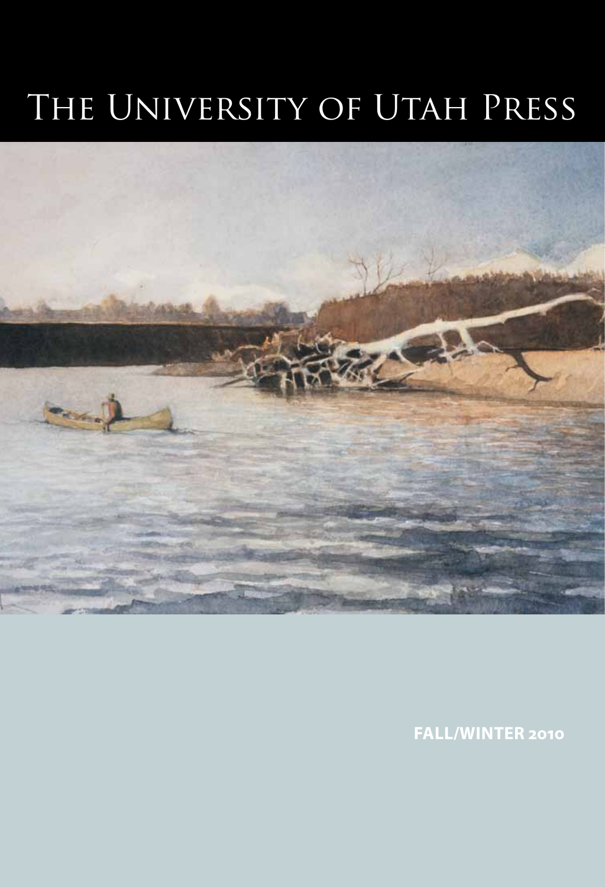# The University of Utah Press

**FALL/WINTER 2010**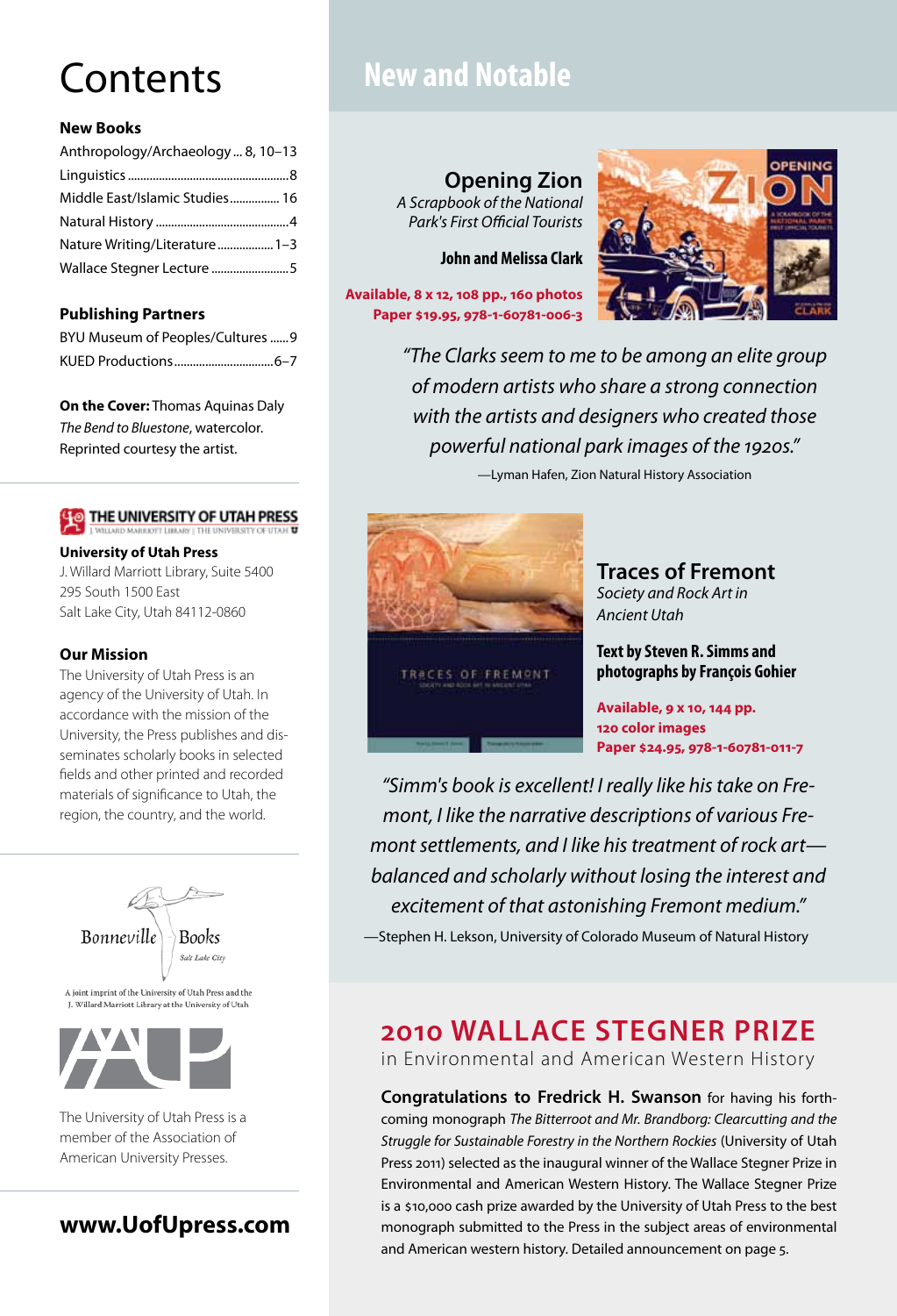# Contents

### New Books

| | |
|---|---|
| Anthropology/Archaeology | 8, 10–13 |
| Linguistics | 8 |
| Middle East/Islamic Studies | 16 |
| Natural History | 4 |
| Nature Writing/Literature | 1–3 |
| Wallace Stegner Lecture | 5 |

### Publishing Partners

| | |
|---|---|
| BYU Museum of Peoples/Cultures | 9 |
| KUED Productions | 6–7 |

**On the Cover:** Thomas Aquinas Daly *The Bend to Bluestone*, watercolor. Reprinted courtesy the artist.

THE UNIVERSITY OF UTAH PRESS
J. WILLARD MARRIOTT LIBRARY | THE UNIVERSITY OF UTAH

**University of Utah Press**
J. Willard Marriott Library, Suite 5400
295 South 1500 East
Salt Lake City, Utah 84112-0860

### Our Mission

The University of Utah Press is an agency of the University of Utah. In accordance with the mission of the University, the Press publishes and disseminates scholarly books in selected fields and other printed and recorded materials of significance to Utah, the region, the country, and the world.

Bonneville Books
Salt Lake City

A joint imprint of the University of Utah Press and the J. Willard Marriott Library at the University of Utah

The University of Utah Press is a member of the Association of American University Presses.

**www.UofUpress.com**

# New and Notable

## Opening Zion

*A Scrapbook of the National Park's First Official Tourists*

**John and Melissa Clark**

**Available, 8 x 12, 108 pp., 160 photos**
**Paper $19.95, 978-1-60781-006-3**

*"The Clarks seem to me to be among an elite group of modern artists who share a strong connection with the artists and designers who created those powerful national park images of the 1920s."*

—Lyman Hafen, Zion Natural History Association

## Traces of Fremont

*Society and Rock Art in Ancient Utah*

**Text by Steven R. Simms and photographs by François Gohier**

**Available, 9 x 10, 144 pp.**
**120 color images**
**Paper $24.95, 978-1-60781-011-7**

*"Simm's book is excellent! I really like his take on Fremont, I like the narrative descriptions of various Fremont settlements, and I like his treatment of rock art—balanced and scholarly without losing the interest and excitement of that astonishing Fremont medium."*

—Stephen H. Lekson, University of Colorado Museum of Natural History

## 2010 WALLACE STEGNER PRIZE

in Environmental and American Western History

**Congratulations to Fredrick H. Swanson** for having his forthcoming monograph *The Bitterroot and Mr. Brandborg: Clearcutting and the Struggle for Sustainable Forestry in the Northern Rockies* (University of Utah Press 2011) selected as the inaugural winner of the Wallace Stegner Prize in Environmental and American Western History. The Wallace Stegner Prize is a $10,000 cash prize awarded by the University of Utah Press to the best monograph submitted to the Press in the subject areas of environmental and American western history. Detailed announcement on page 5.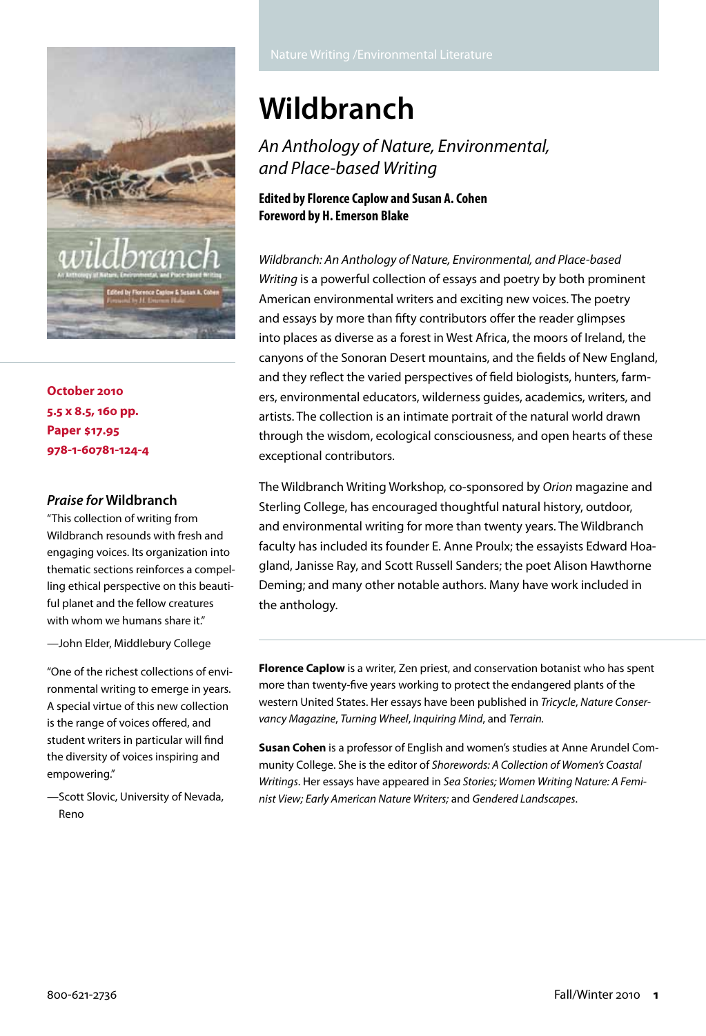Nature Writing /Environmental Literature

# Wildbranch

## *An Anthology of Nature, Environmental, and Place-based Writing*

**Edited by Florence Caplow and Susan A. Cohen**
**Foreword by H. Emerson Blake**

**October 2010**
**5.5 x 8.5, 160 pp.**
**Paper $17.95**
**978-1-60781-124-4**

*Wildbranch: An Anthology of Nature, Environmental, and Place-based Writing* is a powerful collection of essays and poetry by both prominent American environmental writers and exciting new voices. The poetry and essays by more than fifty contributors offer the reader glimpses into places as diverse as a forest in West Africa, the moors of Ireland, the canyons of the Sonoran Desert mountains, and the fields of New England, and they reflect the varied perspectives of field biologists, hunters, farmers, environmental educators, wilderness guides, academics, writers, and artists. The collection is an intimate portrait of the natural world drawn through the wisdom, ecological consciousness, and open hearts of these exceptional contributors.

The Wildbranch Writing Workshop, co-sponsored by *Orion* magazine and Sterling College, has encouraged thoughtful natural history, outdoor, and environmental writing for more than twenty years. The Wildbranch faculty has included its founder E. Anne Proulx; the essayists Edward Hoagland, Janisse Ray, and Scott Russell Sanders; the poet Alison Hawthorne Deming; and many other notable authors. Many have work included in the anthology.

### *Praise for* Wildbranch

"This collection of writing from Wildbranch resounds with fresh and engaging voices. Its organization into thematic sections reinforces a compelling ethical perspective on this beautiful planet and the fellow creatures with whom we humans share it."

—John Elder, Middlebury College

"One of the richest collections of environmental writing to emerge in years. A special virtue of this new collection is the range of voices offered, and student writers in particular will find the diversity of voices inspiring and empowering."

—Scott Slovic, University of Nevada, Reno

**Florence Caplow** is a writer, Zen priest, and conservation botanist who has spent more than twenty-five years working to protect the endangered plants of the western United States. Her essays have been published in *Tricycle*, *Nature Conservancy Magazine*, *Turning Wheel*, *Inquiring Mind*, and *Terrain.*

**Susan Cohen** is a professor of English and women's studies at Anne Arundel Community College. She is the editor of *Shorewords: A Collection of Women's Coastal Writings*. Her essays have appeared in *Sea Stories; Women Writing Nature: A Feminist View; Early American Nature Writers;* and *Gendered Landscapes*.

800-621-2736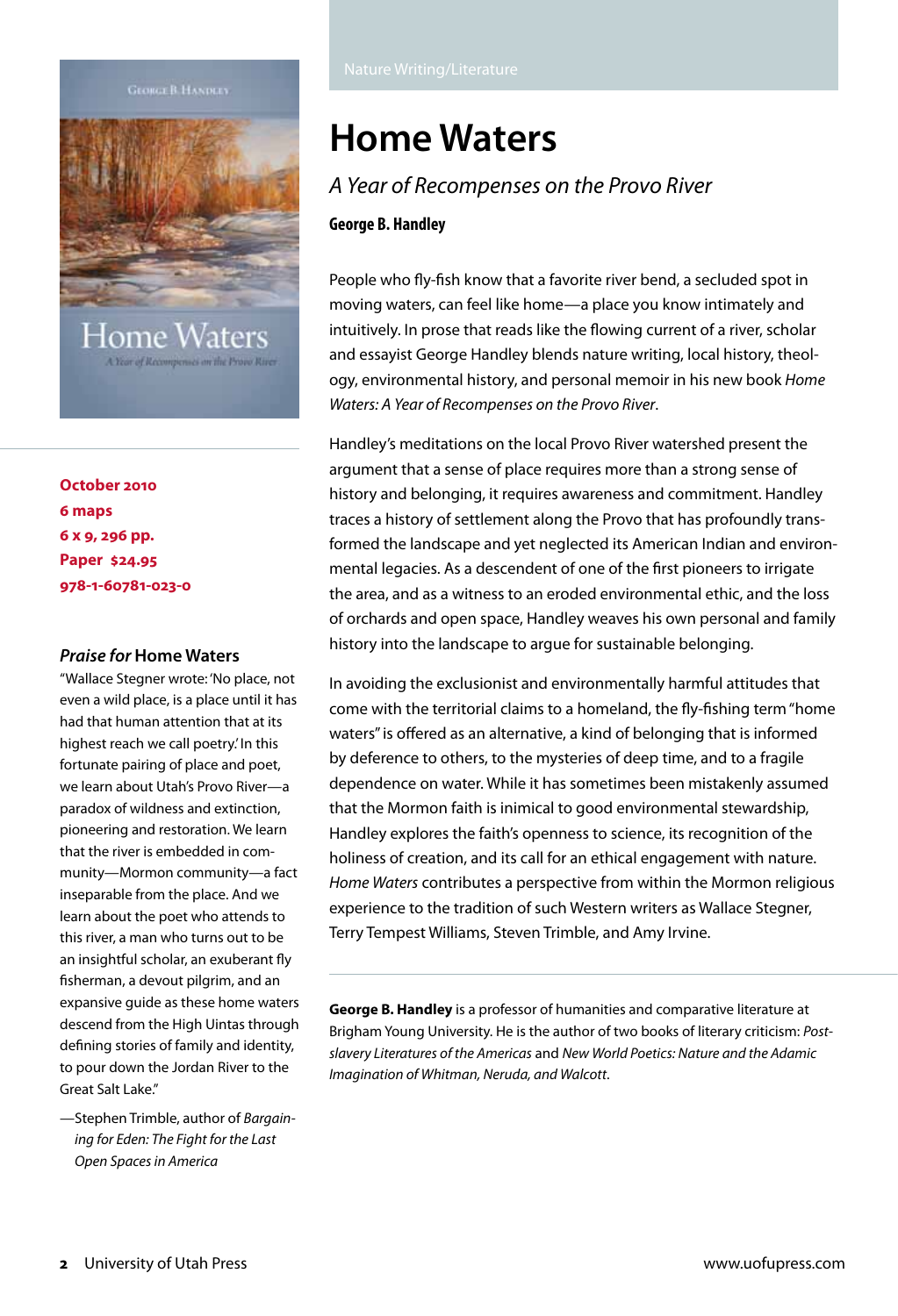Nature Writing/Literature

# Home Waters

## *A Year of Recompenses on the Provo River*

**George B. Handley**

People who fly-fish know that a favorite river bend, a secluded spot in moving waters, can feel like home—a place you know intimately and intuitively. In prose that reads like the flowing current of a river, scholar and essayist George Handley blends nature writing, local history, theology, environmental history, and personal memoir in his new book *Home Waters: A Year of Recompenses on the Provo River*.

Handley's meditations on the local Provo River watershed present the argument that a sense of place requires more than a strong sense of history and belonging, it requires awareness and commitment. Handley traces a history of settlement along the Provo that has profoundly transformed the landscape and yet neglected its American Indian and environmental legacies. As a descendent of one of the first pioneers to irrigate the area, and as a witness to an eroded environmental ethic, and the loss of orchards and open space, Handley weaves his own personal and family history into the landscape to argue for sustainable belonging.

In avoiding the exclusionist and environmentally harmful attitudes that come with the territorial claims to a homeland, the fly-fishing term "home waters" is offered as an alternative, a kind of belonging that is informed by deference to others, to the mysteries of deep time, and to a fragile dependence on water. While it has sometimes been mistakenly assumed that the Mormon faith is inimical to good environmental stewardship, Handley explores the faith's openness to science, its recognition of the holiness of creation, and its call for an ethical engagement with nature. *Home Waters* contributes a perspective from within the Mormon religious experience to the tradition of such Western writers as Wallace Stegner, Terry Tempest Williams, Steven Trimble, and Amy Irvine.

**George B. Handley** is a professor of humanities and comparative literature at Brigham Young University. He is the author of two books of literary criticism: *Postslavery Literatures of the Americas* and *New World Poetics: Nature and the Adamic Imagination of Whitman, Neruda, and Walcott*.

**October 2010**
**6 maps**
**6 x 9, 296 pp.**
**Paper $24.95**
**978-1-60781-023-0**

### *Praise for* Home Waters

"Wallace Stegner wrote: 'No place, not even a wild place, is a place until it has had that human attention that at its highest reach we call poetry.' In this fortunate pairing of place and poet, we learn about Utah's Provo River—a paradox of wildness and extinction, pioneering and restoration. We learn that the river is embedded in community—Mormon community—a fact inseparable from the place. And we learn about the poet who attends to this river, a man who turns out to be an insightful scholar, an exuberant fly fisherman, a devout pilgrim, and an expansive guide as these home waters descend from the High Uintas through defining stories of family and identity, to pour down the Jordan River to the Great Salt Lake."

—Stephen Trimble, author of *Bargaining for Eden: The Fight for the Last Open Spaces in America*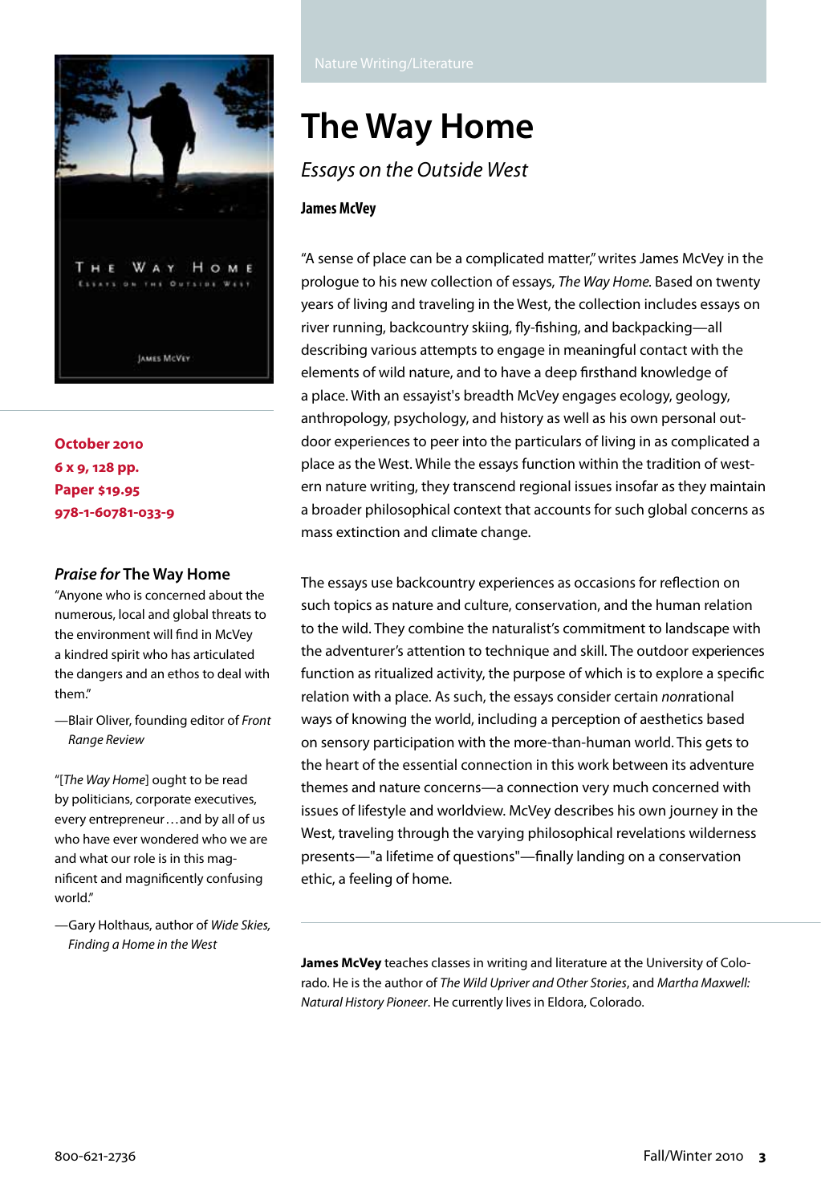Nature Writing/Literature

# The Way Home

## *Essays on the Outside West*

**James McVey**

"A sense of place can be a complicated matter," writes James McVey in the prologue to his new collection of essays, *The Way Home.* Based on twenty years of living and traveling in the West, the collection includes essays on river running, backcountry skiing, fly-fishing, and backpacking—all describing various attempts to engage in meaningful contact with the elements of wild nature, and to have a deep firsthand knowledge of a place. With an essayist's breadth McVey engages ecology, geology, anthropology, psychology, and history as well as his own personal outdoor experiences to peer into the particulars of living in as complicated a place as the West. While the essays function within the tradition of western nature writing, they transcend regional issues insofar as they maintain a broader philosophical context that accounts for such global concerns as mass extinction and climate change.

The essays use backcountry experiences as occasions for reflection on such topics as nature and culture, conservation, and the human relation to the wild. They combine the naturalist's commitment to landscape with the adventurer's attention to technique and skill. The outdoor experiences function as ritualized activity, the purpose of which is to explore a specific relation with a place. As such, the essays consider certain *non*rational ways of knowing the world, including a perception of aesthetics based on sensory participation with the more-than-human world. This gets to the heart of the essential connection in this work between its adventure themes and nature concerns—a connection very much concerned with issues of lifestyle and worldview. McVey describes his own journey in the West, traveling through the varying philosophical revelations wilderness presents—"a lifetime of questions"—finally landing on a conservation ethic, a feeling of home.

**James McVey** teaches classes in writing and literature at the University of Colorado. He is the author of *The Wild Upriver and Other Stories*, and *Martha Maxwell: Natural History Pioneer*. He currently lives in Eldora, Colorado.

**October 2010**
**6 x 9, 128 pp.**
**Paper $19.95**
**978-1-60781-033-9**

### *Praise for* The Way Home

"Anyone who is concerned about the numerous, local and global threats to the environment will find in McVey a kindred spirit who has articulated the dangers and an ethos to deal with them."

—Blair Oliver, founding editor of *Front Range Review*

"[*The Way Home*] ought to be read by politicians, corporate executives, every entrepreneur…and by all of us who have ever wondered who we are and what our role is in this magnificent and magnificently confusing world."

—Gary Holthaus, author of *Wide Skies, Finding a Home in the West*

800-621-2736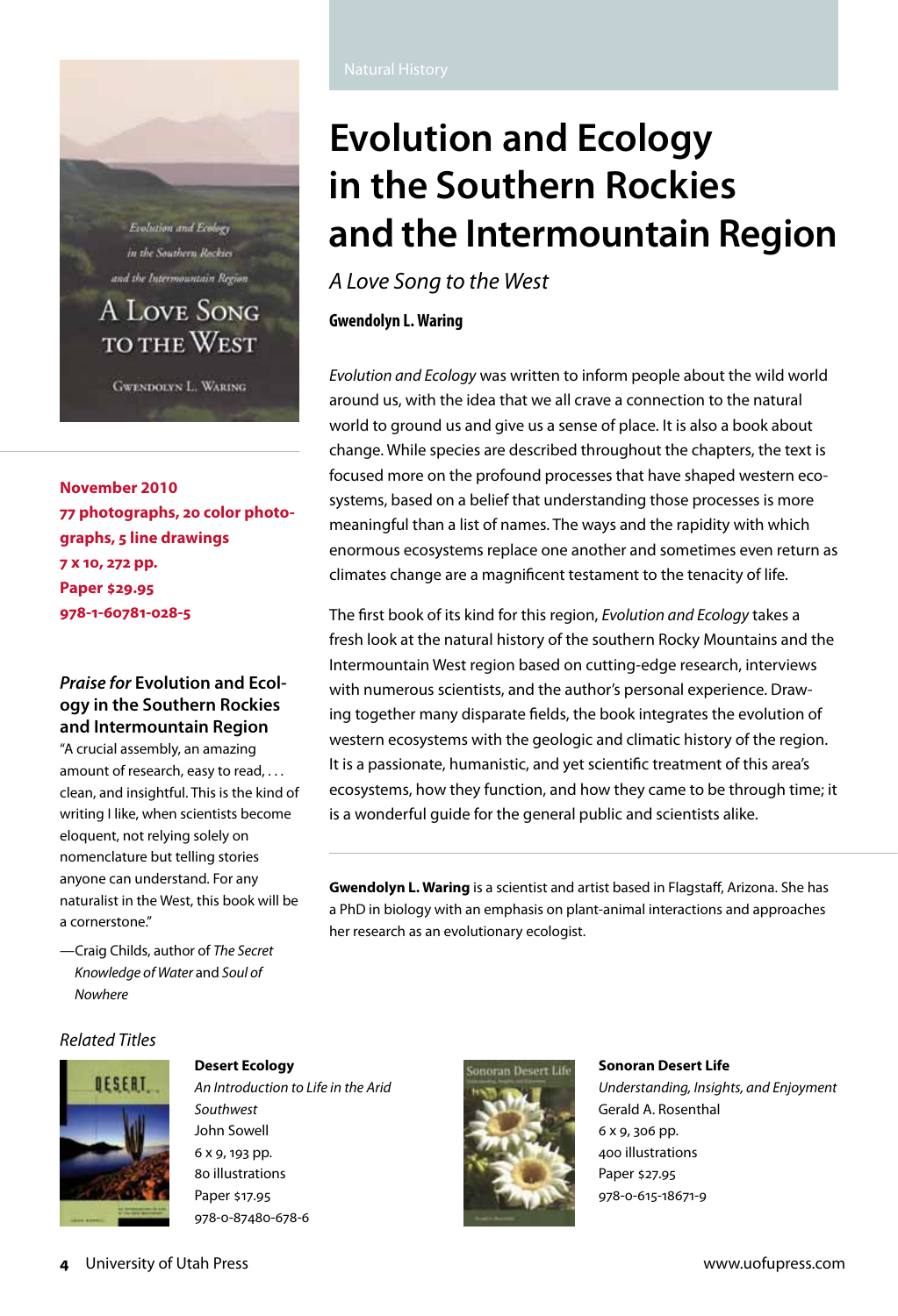Natural History

# Evolution and Ecology in the Southern Rockies and the Intermountain Region

*A Love Song to the West*

**Gwendolyn L. Waring**

**November 2010**
**77 photographs, 20 color photographs, 5 line drawings**
**7 x 10, 272 pp.**
**Paper $29.95**
**978-1-60781-028-5**

*Evolution and Ecology* was written to inform people about the wild world around us, with the idea that we all crave a connection to the natural world to ground us and give us a sense of place. It is also a book about change. While species are described throughout the chapters, the text is focused more on the profound processes that have shaped western ecosystems, based on a belief that understanding those processes is more meaningful than a list of names. The ways and the rapidity with which enormous ecosystems replace one another and sometimes even return as climates change are a magnificent testament to the tenacity of life.

The first book of its kind for this region, *Evolution and Ecology* takes a fresh look at the natural history of the southern Rocky Mountains and the Intermountain West region based on cutting-edge research, interviews with numerous scientists, and the author's personal experience. Drawing together many disparate fields, the book integrates the evolution of western ecosystems with the geologic and climatic history of the region. It is a passionate, humanistic, and yet scientific treatment of this area's ecosystems, how they function, and how they came to be through time; it is a wonderful guide for the general public and scientists alike.

**Gwendolyn L. Waring** is a scientist and artist based in Flagstaff, Arizona. She has a PhD in biology with an emphasis on plant-animal interactions and approaches her research as an evolutionary ecologist.

### *Praise for* Evolution and Ecology in the Southern Rockies and Intermountain Region

"A crucial assembly, an amazing amount of research, easy to read, . . . clean, and insightful. This is the kind of writing I like, when scientists become eloquent, not relying solely on nomenclature but telling stories anyone can understand. For any naturalist in the West, this book will be a cornerstone."

—Craig Childs, author of *The Secret Knowledge of Water* and *Soul of Nowhere*

### *Related Titles*

**Desert Ecology**
*An Introduction to Life in the Arid Southwest*
John Sowell
6 x 9, 193 pp.
80 illustrations
Paper $17.95
978-0-87480-678-6

**Sonoran Desert Life**
*Understanding, Insights, and Enjoyment*
Gerald A. Rosenthal
6 x 9, 306 pp.
400 illustrations
Paper $27.95
978-0-615-18671-9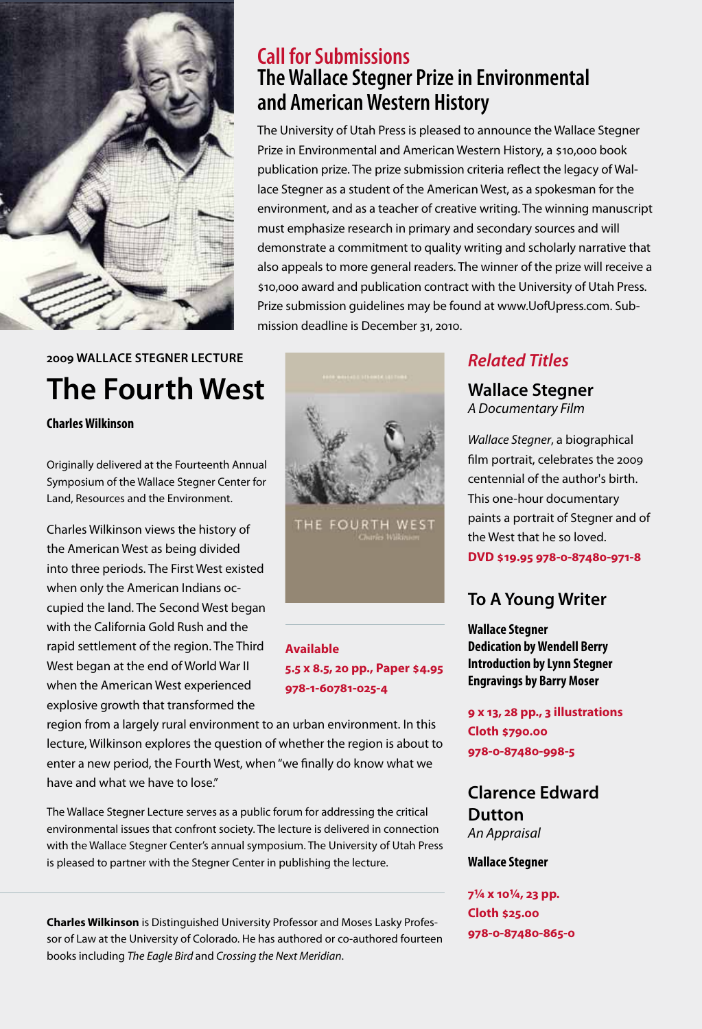## Call for Submissions

## The Wallace Stegner Prize in Environmental and American Western History

The University of Utah Press is pleased to announce the Wallace Stegner Prize in Environmental and American Western History, a $10,000 book publication prize. The prize submission criteria reflect the legacy of Wallace Stegner as a student of the American West, as a spokesman for the environment, and as a teacher of creative writing. The winning manuscript must emphasize research in primary and secondary sources and will demonstrate a commitment to quality writing and scholarly narrative that also appeals to more general readers. The winner of the prize will receive a $10,000 award and publication contract with the University of Utah Press. Prize submission guidelines may be found at www.UofUpress.com. Submission deadline is December 31, 2010.

**2009 WALLACE STEGNER LECTURE**

# The Fourth West

**Charles Wilkinson**

Originally delivered at the Fourteenth Annual Symposium of the Wallace Stegner Center for Land, Resources and the Environment.

Charles Wilkinson views the history of the American West as being divided into three periods. The First West existed when only the American Indians occupied the land. The Second West began with the California Gold Rush and the rapid settlement of the region. The Third West began at the end of World War II when the American West experienced explosive growth that transformed the region from a largely rural environment to an urban environment. In this lecture, Wilkinson explores the question of whether the region is about to enter a new period, the Fourth West, when "we finally do know what we have and what we have to lose."

**Available**
**5.5 x 8.5, 20 pp., Paper $4.95**
**978-1-60781-025-4**

The Wallace Stegner Lecture serves as a public forum for addressing the critical environmental issues that confront society. The lecture is delivered in connection with the Wallace Stegner Center's annual symposium. The University of Utah Press is pleased to partner with the Stegner Center in publishing the lecture.

**Charles Wilkinson** is Distinguished University Professor and Moses Lasky Professor of Law at the University of Colorado. He has authored or co-authored fourteen books including *The Eagle Bird* and *Crossing the Next Meridian*.

## *Related Titles*

### Wallace Stegner
*A Documentary Film*

*Wallace Stegner*, a biographical film portrait, celebrates the 2009 centennial of the author's birth. This one-hour documentary paints a portrait of Stegner and of the West that he so loved.

**DVD $19.95 978-0-87480-971-8**

### To A Young Writer

**Wallace Stegner**
**Dedication by Wendell Berry**
**Introduction by Lynn Stegner**
**Engravings by Barry Moser**

**9 x 13, 28 pp., 3 illustrations**
**Cloth $790.00**
**978-0-87480-998-5**

### Clarence Edward Dutton
*An Appraisal*

**Wallace Stegner**

**7¼ x 10¼, 23 pp.**
**Cloth $25.00**
**978-0-87480-865-0**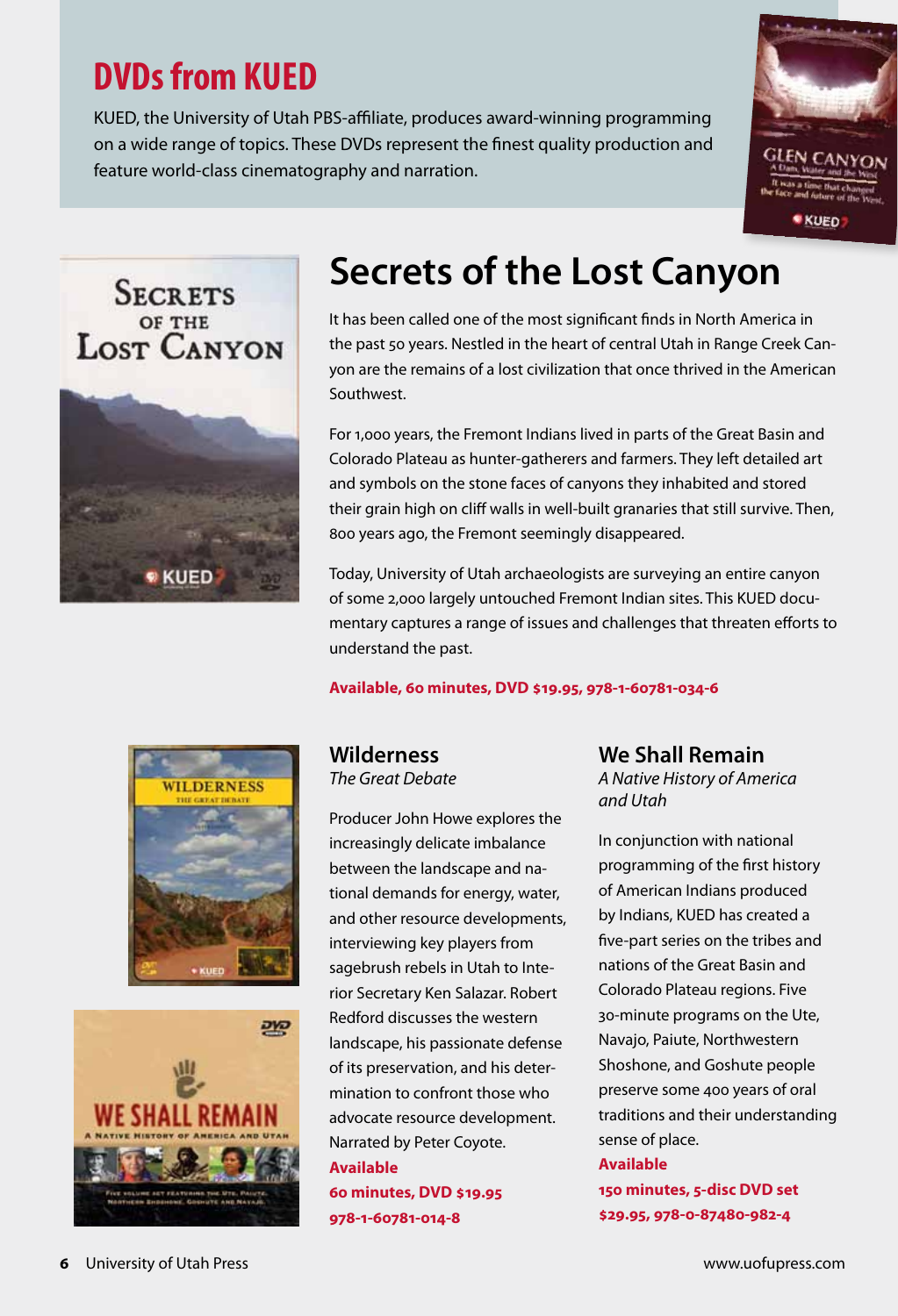# DVDs from KUED

KUED, the University of Utah PBS-affiliate, produces award-winning programming on a wide range of topics. These DVDs represent the finest quality production and feature world-class cinematography and narration.

## Secrets of the Lost Canyon

It has been called one of the most significant finds in North America in the past 50 years. Nestled in the heart of central Utah in Range Creek Canyon are the remains of a lost civilization that once thrived in the American Southwest.

For 1,000 years, the Fremont Indians lived in parts of the Great Basin and Colorado Plateau as hunter-gatherers and farmers. They left detailed art and symbols on the stone faces of canyons they inhabited and stored their grain high on cliff walls in well-built granaries that still survive. Then, 800 years ago, the Fremont seemingly disappeared.

Today, University of Utah archaeologists are surveying an entire canyon of some 2,000 largely untouched Fremont Indian sites. This KUED documentary captures a range of issues and challenges that threaten efforts to understand the past.

**Available, 60 minutes, DVD $19.95, 978-1-60781-034-6**

### Wilderness

*The Great Debate*

Producer John Howe explores the increasingly delicate imbalance between the landscape and national demands for energy, water, and other resource developments, interviewing key players from sagebrush rebels in Utah to Interior Secretary Ken Salazar. Robert Redford discusses the western landscape, his passionate defense of its preservation, and his determination to confront those who advocate resource development. Narrated by Peter Coyote.

**Available**
**60 minutes, DVD $19.95**
**978-1-60781-014-8**

### We Shall Remain

*A Native History of America and Utah*

In conjunction with national programming of the first history of American Indians produced by Indians, KUED has created a five-part series on the tribes and nations of the Great Basin and Colorado Plateau regions. Five 30-minute programs on the Ute, Navajo, Paiute, Northwestern Shoshone, and Goshute people preserve some 400 years of oral traditions and their understanding sense of place.

**Available**
**150 minutes, 5-disc DVD set**
**$29.95, 978-0-87480-982-4**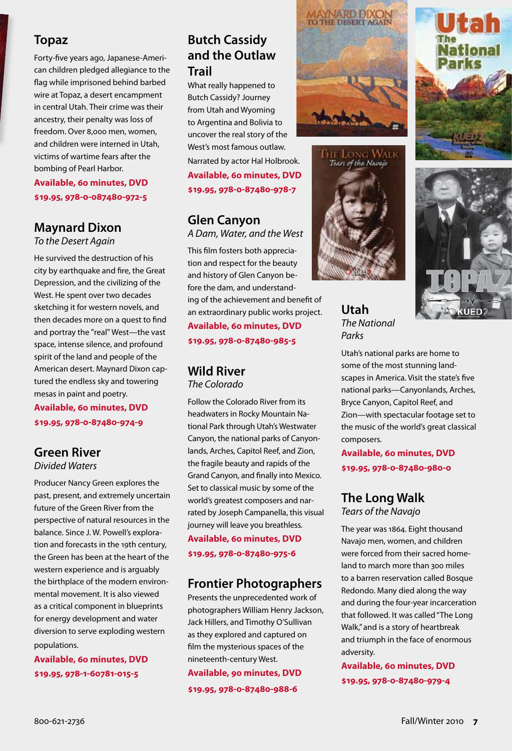## Topaz

Forty-five years ago, Japanese-American children pledged allegiance to the flag while imprisoned behind barbed wire at Topaz, a desert encampment in central Utah. Their crime was their ancestry, their penalty was loss of freedom. Over 8,000 men, women, and children were interned in Utah, victims of wartime fears after the bombing of Pearl Harbor.

**Available, 60 minutes, DVD**
**$19.95, 978-0-087480-972-5**

## Maynard Dixon

*To the Desert Again*

He survived the destruction of his city by earthquake and fire, the Great Depression, and the civilizing of the West. He spent over two decades sketching it for western novels, and then decades more on a quest to find and portray the "real" West—the vast space, intense silence, and profound spirit of the land and people of the American desert. Maynard Dixon captured the endless sky and towering mesas in paint and poetry.

**Available, 60 minutes, DVD**
**$19.95, 978-0-87480-974-9**

## Green River

*Divided Waters*

Producer Nancy Green explores the past, present, and extremely uncertain future of the Green River from the perspective of natural resources in the balance. Since J. W. Powell's exploration and forecasts in the 19th century, the Green has been at the heart of the western experience and is arguably the birthplace of the modern environmental movement. It is also viewed as a critical component in blueprints for energy development and water diversion to serve exploding western populations.

**Available, 60 minutes, DVD**
**$19.95, 978-1-60781-015-5**

## Butch Cassidy and the Outlaw Trail

What really happened to Butch Cassidy? Journey from Utah and Wyoming to Argentina and Bolivia to uncover the real story of the West's most famous outlaw. Narrated by actor Hal Holbrook.

**Available, 60 minutes, DVD**
**$19.95, 978-0-87480-978-7**

## Glen Canyon

*A Dam, Water, and the West*

This film fosters both appreciation and respect for the beauty and history of Glen Canyon before the dam, and understanding of the achievement and benefit of an extraordinary public works project.

**Available, 60 minutes, DVD**
**$19.95, 978-0-87480-985-5**

## Wild River

*The Colorado*

Follow the Colorado River from its headwaters in Rocky Mountain National Park through Utah's Westwater Canyon, the national parks of Canyonlands, Arches, Capitol Reef, and Zion, the fragile beauty and rapids of the Grand Canyon, and finally into Mexico. Set to classical music by some of the world's greatest composers and narrated by Joseph Campanella, this visual journey will leave you breathless.

**Available, 60 minutes, DVD**
**$19.95, 978-0-87480-975-6**

## Frontier Photographers

Presents the unprecedented work of photographers William Henry Jackson, Jack Hillers, and Timothy O'Sullivan as they explored and captured on film the mysterious spaces of the nineteenth-century West.

**Available, 90 minutes, DVD**
**$19.95, 978-0-87480-988-6**

## Utah

*The National Parks*

Utah's national parks are home to some of the most stunning landscapes in America. Visit the state's five national parks—Canyonlands, Arches, Bryce Canyon, Capitol Reef, and Zion—with spectacular footage set to the music of the world's great classical composers.

**Available, 60 minutes, DVD**
**$19.95, 978-0-87480-980-0**

## The Long Walk

*Tears of the Navajo*

The year was 1864. Eight thousand Navajo men, women, and children were forced from their sacred homeland to march more than 300 miles to a barren reservation called Bosque Redondo. Many died along the way and during the four-year incarceration that followed. It was called "The Long Walk," and is a story of heartbreak and triumph in the face of enormous adversity.

**Available, 60 minutes, DVD**
**$19.95, 978-0-87480-979-4**

800-621-2736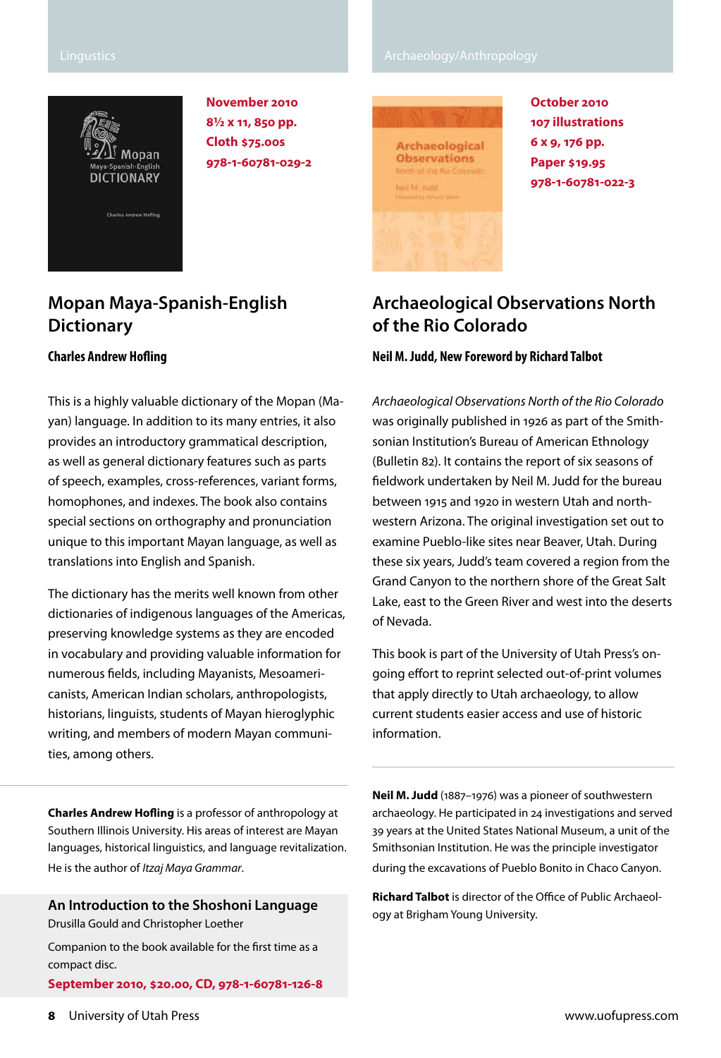Lingustics

November 2010
8½ x 11, 850 pp.
Cloth $75.00s
978-1-60781-029-2

## Mopan Maya-Spanish-English Dictionary

**Charles Andrew Hofling**

This is a highly valuable dictionary of the Mopan (Mayan) language. In addition to its many entries, it also provides an introductory grammatical description, as well as general dictionary features such as parts of speech, examples, cross-references, variant forms, homophones, and indexes. The book also contains special sections on orthography and pronunciation unique to this important Mayan language, as well as translations into English and Spanish.

The dictionary has the merits well known from other dictionaries of indigenous languages of the Americas, preserving knowledge systems as they are encoded in vocabulary and providing valuable information for numerous fields, including Mayanists, Mesoamericanists, American Indian scholars, anthropologists, historians, linguists, students of Mayan hieroglyphic writing, and members of modern Mayan communities, among others.

**Charles Andrew Hofling** is a professor of anthropology at Southern Illinois University. His areas of interest are Mayan languages, historical linguistics, and language revitalization. He is the author of *Itzaj Maya Grammar*.

### An Introduction to the Shoshoni Language

Drusilla Gould and Christopher Loether

Companion to the book available for the first time as a compact disc.

**September 2010, $20.00, CD, 978-1-60781-126-8**

Archaeology/Anthropology

October 2010
107 illustrations
6 x 9, 176 pp.
Paper $19.95
978-1-60781-022-3

## Archaeological Observations North of the Rio Colorado

**Neil M. Judd, New Foreword by Richard Talbot**

*Archaeological Observations North of the Rio Colorado* was originally published in 1926 as part of the Smithsonian Institution's Bureau of American Ethnology (Bulletin 82). It contains the report of six seasons of fieldwork undertaken by Neil M. Judd for the bureau between 1915 and 1920 in western Utah and northwestern Arizona. The original investigation set out to examine Pueblo-like sites near Beaver, Utah. During these six years, Judd's team covered a region from the Grand Canyon to the northern shore of the Great Salt Lake, east to the Green River and west into the deserts of Nevada.

This book is part of the University of Utah Press's ongoing effort to reprint selected out-of-print volumes that apply directly to Utah archaeology, to allow current students easier access and use of historic information.

**Neil M. Judd** (1887–1976) was a pioneer of southwestern archaeology. He participated in 24 investigations and served 39 years at the United States National Museum, a unit of the Smithsonian Institution. He was the principle investigator during the excavations of Pueblo Bonito in Chaco Canyon.

**Richard Talbot** is director of the Office of Public Archaeology at Brigham Young University.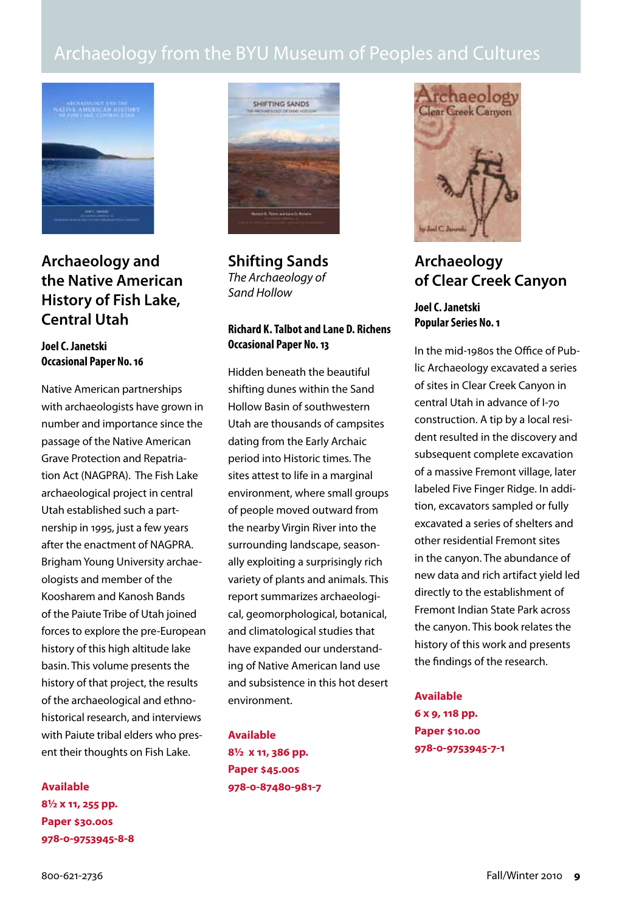# Archaeology from the BYU Museum of Peoples and Cultures

## Archaeology and the Native American History of Fish Lake, Central Utah

**Joel C. Janetski**
**Occasional Paper No. 16**

Native American partnerships with archaeologists have grown in number and importance since the passage of the Native American Grave Protection and Repatriation Act (NAGPRA). The Fish Lake archaeological project in central Utah established such a partnership in 1995, just a few years after the enactment of NAGPRA. Brigham Young University archaeologists and member of the Koosharem and Kanosh Bands of the Paiute Tribe of Utah joined forces to explore the pre-European history of this high altitude lake basin. This volume presents the history of that project, the results of the archaeological and ethnohistorical research, and interviews with Paiute tribal elders who present their thoughts on Fish Lake.

**Available**
**8½ x 11, 255 pp.**
**Paper $30.00s**
**978-0-9753945-8-8**

## Shifting Sands

*The Archaeology of Sand Hollow*

**Richard K. Talbot and Lane D. Richens**
**Occasional Paper No. 13**

Hidden beneath the beautiful shifting dunes within the Sand Hollow Basin of southwestern Utah are thousands of campsites dating from the Early Archaic period into Historic times. The sites attest to life in a marginal environment, where small groups of people moved outward from the nearby Virgin River into the surrounding landscape, seasonally exploiting a surprisingly rich variety of plants and animals. This report summarizes archaeological, geomorphological, botanical, and climatological studies that have expanded our understanding of Native American land use and subsistence in this hot desert environment.

**Available**
**8½ x 11, 386 pp.**
**Paper $45.00s**
**978-0-87480-981-7**

## Archaeology of Clear Creek Canyon

**Joel C. Janetski**
**Popular Series No. 1**

In the mid-1980s the Office of Public Archaeology excavated a series of sites in Clear Creek Canyon in central Utah in advance of I-70 construction. A tip by a local resident resulted in the discovery and subsequent complete excavation of a massive Fremont village, later labeled Five Finger Ridge. In addition, excavators sampled or fully excavated a series of shelters and other residential Fremont sites in the canyon. The abundance of new data and rich artifact yield led directly to the establishment of Fremont Indian State Park across the canyon. This book relates the history of this work and presents the findings of the research.

**Available**
**6 x 9, 118 pp.**
**Paper $10.00**
**978-0-9753945-7-1**

800-621-2736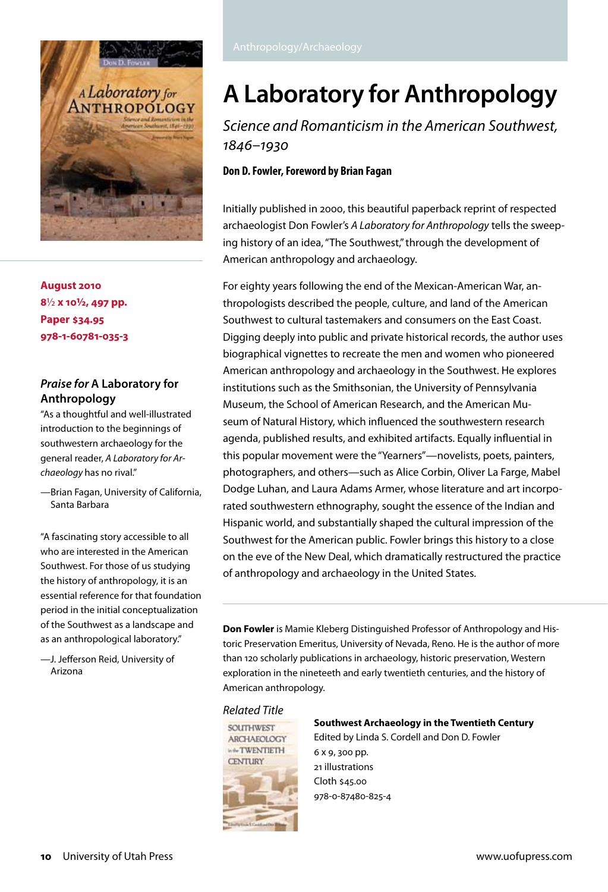Anthropology/Archaeology

# A Laboratory for Anthropology

*Science and Romanticism in the American Southwest, 1846–1930*

**Don D. Fowler, Foreword by Brian Fagan**

**August 2010**
**8½ x 10½, 497 pp.**
**Paper $34.95**
**978-1-60781-035-3**

Initially published in 2000, this beautiful paperback reprint of respected archaeologist Don Fowler's *A Laboratory for Anthropology* tells the sweeping history of an idea, "The Southwest," through the development of American anthropology and archaeology.

For eighty years following the end of the Mexican-American War, anthropologists described the people, culture, and land of the American Southwest to cultural tastemakers and consumers on the East Coast. Digging deeply into public and private historical records, the author uses biographical vignettes to recreate the men and women who pioneered American anthropology and archaeology in the Southwest. He explores institutions such as the Smithsonian, the University of Pennsylvania Museum, the School of American Research, and the American Museum of Natural History, which influenced the southwestern research agenda, published results, and exhibited artifacts. Equally influential in this popular movement were the "Yearners"—novelists, poets, painters, photographers, and others—such as Alice Corbin, Oliver La Farge, Mabel Dodge Luhan, and Laura Adams Armer, whose literature and art incorporated southwestern ethnography, sought the essence of the Indian and Hispanic world, and substantially shaped the cultural impression of the Southwest for the American public. Fowler brings this history to a close on the eve of the New Deal, which dramatically restructured the practice of anthropology and archaeology in the United States.

**Don Fowler** is Mamie Kleberg Distinguished Professor of Anthropology and Historic Preservation Emeritus, University of Nevada, Reno. He is the author of more than 120 scholarly publications in archaeology, historic preservation, Western exploration in the nineteeth and early twentieth centuries, and the history of American anthropology.

### *Praise for* A Laboratory for Anthropology

"As a thoughtful and well-illustrated introduction to the beginnings of southwestern archaeology for the general reader, *A Laboratory for Archaeology* has no rival."

—Brian Fagan, University of California, Santa Barbara

"A fascinating story accessible to all who are interested in the American Southwest. For those of us studying the history of anthropology, it is an essential reference for that foundation period in the initial conceptualization of the Southwest as a landscape and as an anthropological laboratory."

—J. Jefferson Reid, University of Arizona

*Related Title*

**Southwest Archaeology in the Twentieth Century**
Edited by Linda S. Cordell and Don D. Fowler
6 x 9, 300 pp.
21 illustrations
Cloth $45.00
978-0-87480-825-4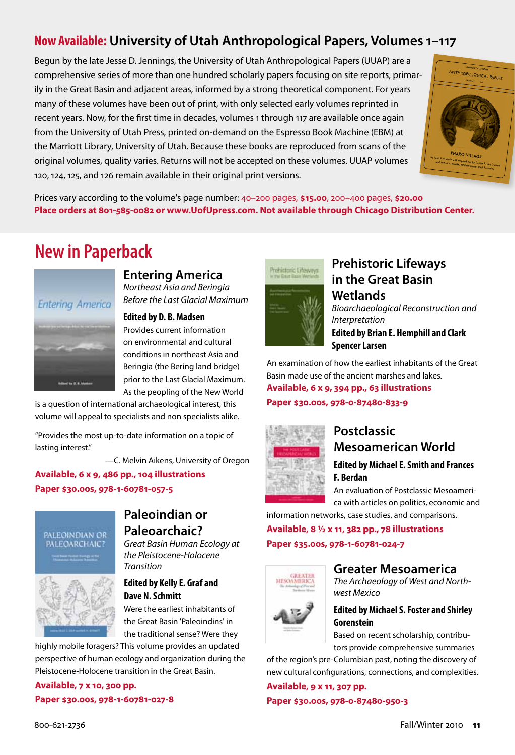## **Now Available:** University of Utah Anthropological Papers, Volumes 1–117

Begun by the late Jesse D. Jennings, the University of Utah Anthropological Papers (UUAP) are a comprehensive series of more than one hundred scholarly papers focusing on site reports, primarily in the Great Basin and adjacent areas, informed by a strong theoretical component. For years many of these volumes have been out of print, with only selected early volumes reprinted in recent years. Now, for the first time in decades, volumes 1 through 117 are available once again from the University of Utah Press, printed on-demand on the Espresso Book Machine (EBM) at the Marriott Library, University of Utah. Because these books are reproduced from scans of the original volumes, quality varies. Returns will not be accepted on these volumes. UUAP volumes 120, 124, 125, and 126 remain available in their original print versions.

Prices vary according to the volume's page number: 40–200 pages, **$15.00**, 200–400 pages, **$20.00**
**Place orders at 801-585-0082 or www.UofUpress.com. Not available through Chicago Distribution Center.**

# New in Paperback

### Entering America
*Northeast Asia and Beringia Before the Last Glacial Maximum*

**Edited by D. B. Madsen**

Provides current information on environmental and cultural conditions in northeast Asia and Beringia (the Bering land bridge) prior to the Last Glacial Maximum. As the peopling of the New World is a question of international archaeological interest, this volume will appeal to specialists and non specialists alike.

"Provides the most up-to-date information on a topic of lasting interest."
—C. Melvin Aikens, University of Oregon

**Available, 6 x 9, 486 pp., 104 illustrations**
**Paper $30.00s, 978-1-60781-057-5**

### Paleoindian or Paleoarchaic?
*Great Basin Human Ecology at the Pleistocene-Holocene Transition*

**Edited by Kelly E. Graf and Dave N. Schmitt**

Were the earliest inhabitants of the Great Basin 'Paleoindins' in the traditional sense? Were they highly mobile foragers? This volume provides an updated perspective of human ecology and organization during the Pleistocene-Holocene transition in the Great Basin.

**Available, 7 x 10, 300 pp.**
**Paper $30.00s, 978-1-60781-027-8**

### Prehistoric Lifeways in the Great Basin Wetlands
*Bioarchaeological Reconstruction and Interpretation*

**Edited by Brian E. Hemphill and Clark Spencer Larsen**

An examination of how the earliest inhabitants of the Great Basin made use of the ancient marshes and lakes.

**Available, 6 x 9, 394 pp., 63 illustrations**
**Paper $30.00s, 978-0-87480-833-9**

### Postclassic Mesoamerican World

**Edited by Michael E. Smith and Frances F. Berdan**

An evaluation of Postclassic Mesoamerica with articles on politics, economic and information networks, case studies, and comparisons.

**Available, 8 ½ x 11, 382 pp., 78 illustrations**
**Paper $35.00s, 978-1-60781-024-7**

### Greater Mesoamerica
*The Archaeology of West and Northwest Mexico*

**Edited by Michael S. Foster and Shirley Gorenstein**

Based on recent scholarship, contributors provide comprehensive summaries of the region's pre-Columbian past, noting the discovery of new cultural configurations, connections, and complexities.

**Available, 9 x 11, 307 pp.**
**Paper $30.00s, 978-0-87480-950-3**

800-621-2736 Fall/Winter 2010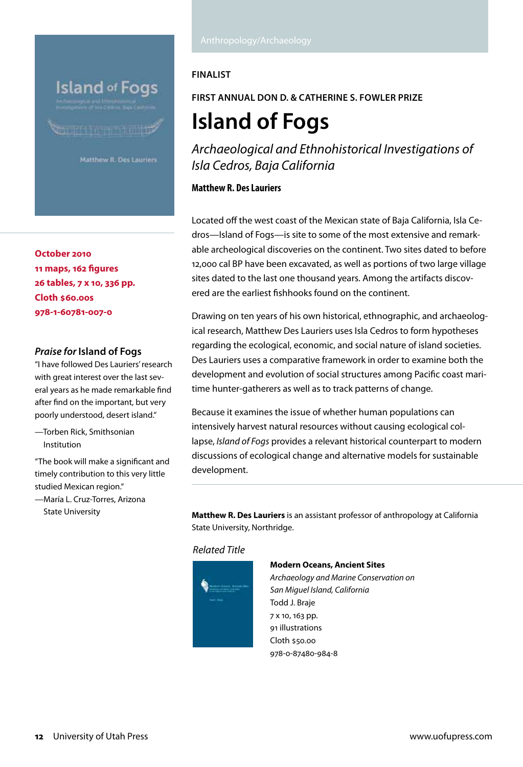Anthropology/Archaeology

**FINALIST**

**FIRST ANNUAL DON D. & CATHERINE S. FOWLER PRIZE**

# Island of Fogs

## *Archaeological and Ethnohistorical Investigations of Isla Cedros, Baja California*

**Matthew R. Des Lauriers**

**October 2010**
**11 maps, 162 figures**
**26 tables, 7 x 10, 336 pp.**
**Cloth $60.00s**
**978-1-60781-007-0**

Located off the west coast of the Mexican state of Baja California, Isla Cedros—Island of Fogs—is site to some of the most extensive and remarkable archeological discoveries on the continent. Two sites dated to before 12,000 cal BP have been excavated, as well as portions of two large village sites dated to the last one thousand years. Among the artifacts discovered are the earliest fishhooks found on the continent.

Drawing on ten years of his own historical, ethnographic, and archaeological research, Matthew Des Lauriers uses Isla Cedros to form hypotheses regarding the ecological, economic, and social nature of island societies. Des Lauriers uses a comparative framework in order to examine both the development and evolution of social structures among Pacific coast maritime hunter-gatherers as well as to track patterns of change.

Because it examines the issue of whether human populations can intensively harvest natural resources without causing ecological collapse, *Island of Fogs* provides a relevant historical counterpart to modern discussions of ecological change and alternative models for sustainable development.

### *Praise for* Island of Fogs

"I have followed Des Lauriers' research with great interest over the last several years as he made remarkable find after find on the important, but very poorly understood, desert island."

—Torben Rick, Smithsonian Institution

"The book will make a significant and timely contribution to this very little studied Mexican region."

—María L. Cruz-Torres, Arizona State University

**Matthew R. Des Lauriers** is an assistant professor of anthropology at California State University, Northridge.

*Related Title*

**Modern Oceans, Ancient Sites**
*Archaeology and Marine Conservation on San Miguel Island, California*
Todd J. Braje
7 x 10, 163 pp.
91 illustrations
Cloth $50.00
978-0-87480-984-8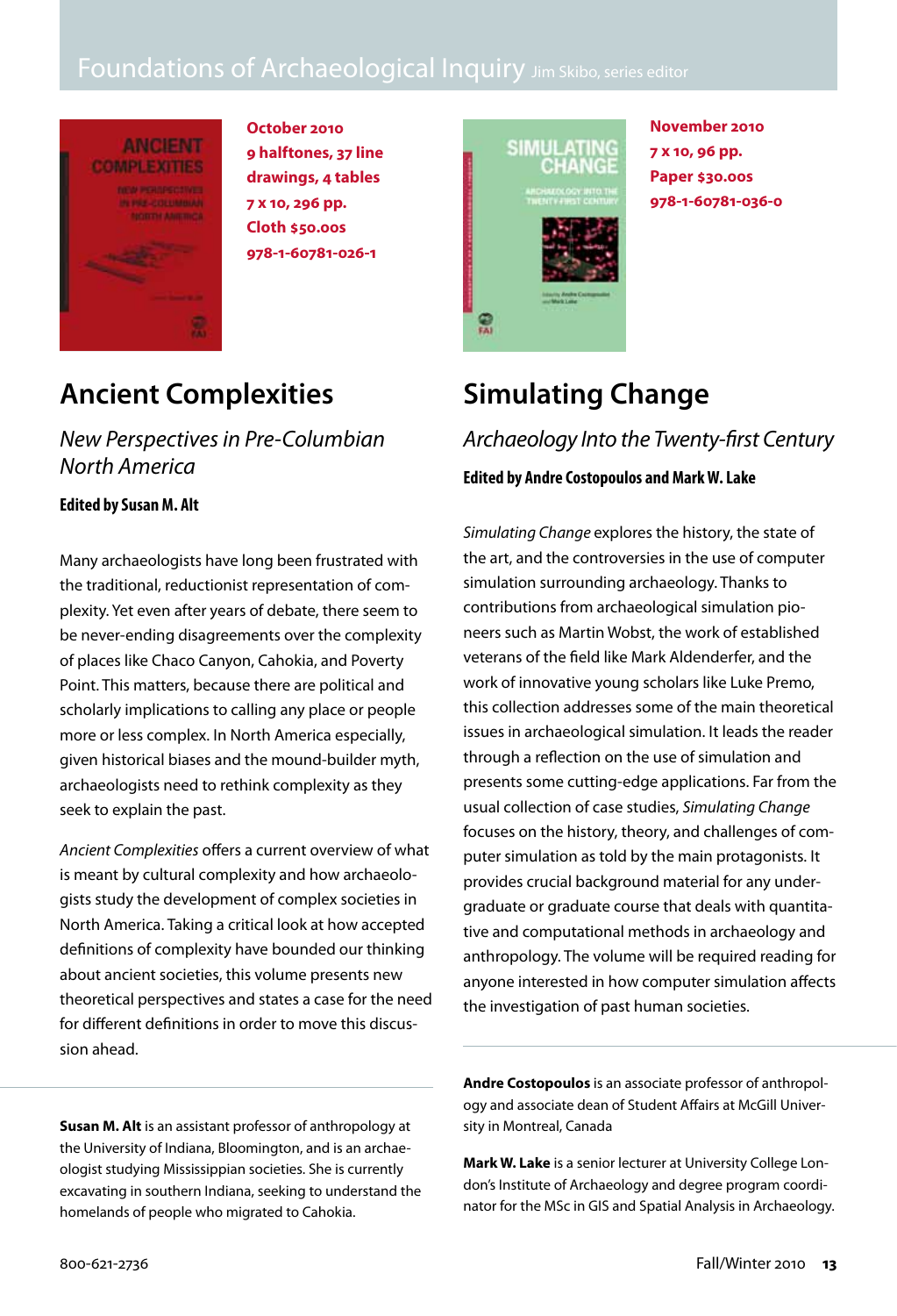# Foundations of Archaeological Inquiry Jim Skibo, series editor

October 2010
9 halftones, 37 line drawings, 4 tables
7 x 10, 296 pp.
Cloth $50.00s
978-1-60781-026-1

## Ancient Complexities

*New Perspectives in Pre-Columbian North America*

**Edited by Susan M. Alt**

Many archaeologists have long been frustrated with the traditional, reductionist representation of complexity. Yet even after years of debate, there seem to be never-ending disagreements over the complexity of places like Chaco Canyon, Cahokia, and Poverty Point. This matters, because there are political and scholarly implications to calling any place or people more or less complex. In North America especially, given historical biases and the mound-builder myth, archaeologists need to rethink complexity as they seek to explain the past.

*Ancient Complexities* offers a current overview of what is meant by cultural complexity and how archaeologists study the development of complex societies in North America. Taking a critical look at how accepted definitions of complexity have bounded our thinking about ancient societies, this volume presents new theoretical perspectives and states a case for the need for different definitions in order to move this discussion ahead.

**Susan M. Alt** is an assistant professor of anthropology at the University of Indiana, Bloomington, and is an archaeologist studying Mississippian societies. She is currently excavating in southern Indiana, seeking to understand the homelands of people who migrated to Cahokia.

November 2010
7 x 10, 96 pp.
Paper $30.00s
978-1-60781-036-0

## Simulating Change

*Archaeology Into the Twenty-first Century*

**Edited by Andre Costopoulos and Mark W. Lake**

*Simulating Change* explores the history, the state of the art, and the controversies in the use of computer simulation surrounding archaeology. Thanks to contributions from archaeological simulation pioneers such as Martin Wobst, the work of established veterans of the field like Mark Aldenderfer, and the work of innovative young scholars like Luke Premo, this collection addresses some of the main theoretical issues in archaeological simulation. It leads the reader through a reflection on the use of simulation and presents some cutting-edge applications. Far from the usual collection of case studies, *Simulating Change* focuses on the history, theory, and challenges of computer simulation as told by the main protagonists. It provides crucial background material for any undergraduate or graduate course that deals with quantitative and computational methods in archaeology and anthropology. The volume will be required reading for anyone interested in how computer simulation affects the investigation of past human societies.

**Andre Costopoulos** is an associate professor of anthropology and associate dean of Student Affairs at McGill University in Montreal, Canada

**Mark W. Lake** is a senior lecturer at University College London's Institute of Archaeology and degree program coordinator for the MSc in GIS and Spatial Analysis in Archaeology.

800-621-2736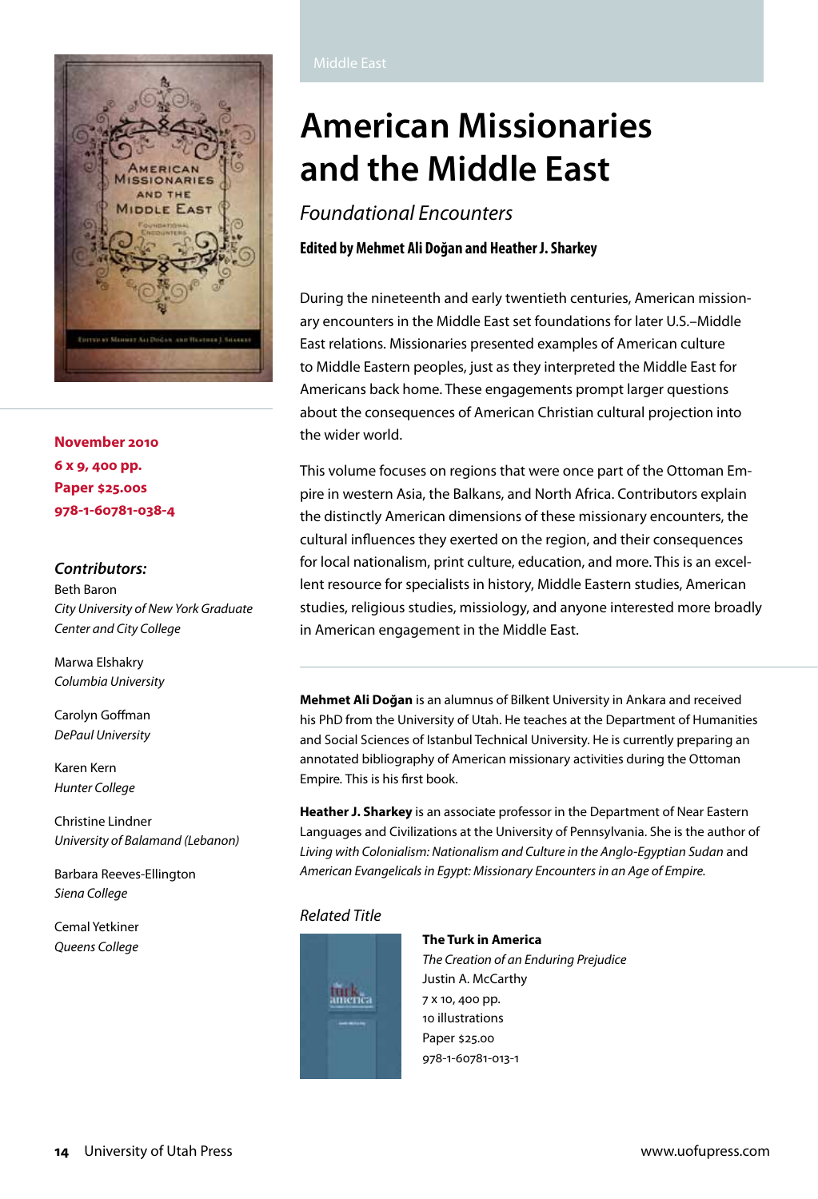Middle East

# American Missionaries and the Middle East

*Foundational Encounters*

**Edited by Mehmet Ali Doğan and Heather J. Sharkey**

During the nineteenth and early twentieth centuries, American missionary encounters in the Middle East set foundations for later U.S.–Middle East relations. Missionaries presented examples of American culture to Middle Eastern peoples, just as they interpreted the Middle East for Americans back home. These engagements prompt larger questions about the consequences of American Christian cultural projection into the wider world.

This volume focuses on regions that were once part of the Ottoman Empire in western Asia, the Balkans, and North Africa. Contributors explain the distinctly American dimensions of these missionary encounters, the cultural influences they exerted on the region, and their consequences for local nationalism, print culture, education, and more. This is an excellent resource for specialists in history, Middle Eastern studies, American studies, religious studies, missiology, and anyone interested more broadly in American engagement in the Middle East.

**November 2010**
**6 x 9, 400 pp.**
**Paper $25.00s**
**978-1-60781-038-4**

*Contributors:*

Beth Baron
*City University of New York Graduate Center and City College*

Marwa Elshakry
*Columbia University*

Carolyn Goffman
*DePaul University*

Karen Kern
*Hunter College*

Christine Lindner
*University of Balamand (Lebanon)*

Barbara Reeves-Ellington
*Siena College*

Cemal Yetkiner
*Queens College*

**Mehmet Ali Doğan** is an alumnus of Bilkent University in Ankara and received his PhD from the University of Utah. He teaches at the Department of Humanities and Social Sciences of Istanbul Technical University. He is currently preparing an annotated bibliography of American missionary activities during the Ottoman Empire. This is his first book.

**Heather J. Sharkey** is an associate professor in the Department of Near Eastern Languages and Civilizations at the University of Pennsylvania. She is the author of *Living with Colonialism: Nationalism and Culture in the Anglo-Egyptian Sudan* and *American Evangelicals in Egypt: Missionary Encounters in an Age of Empire.*

*Related Title*

**The Turk in America**
*The Creation of an Enduring Prejudice*
Justin A. McCarthy
7 x 10, 400 pp.
10 illustrations
Paper $25.00
978-1-60781-013-1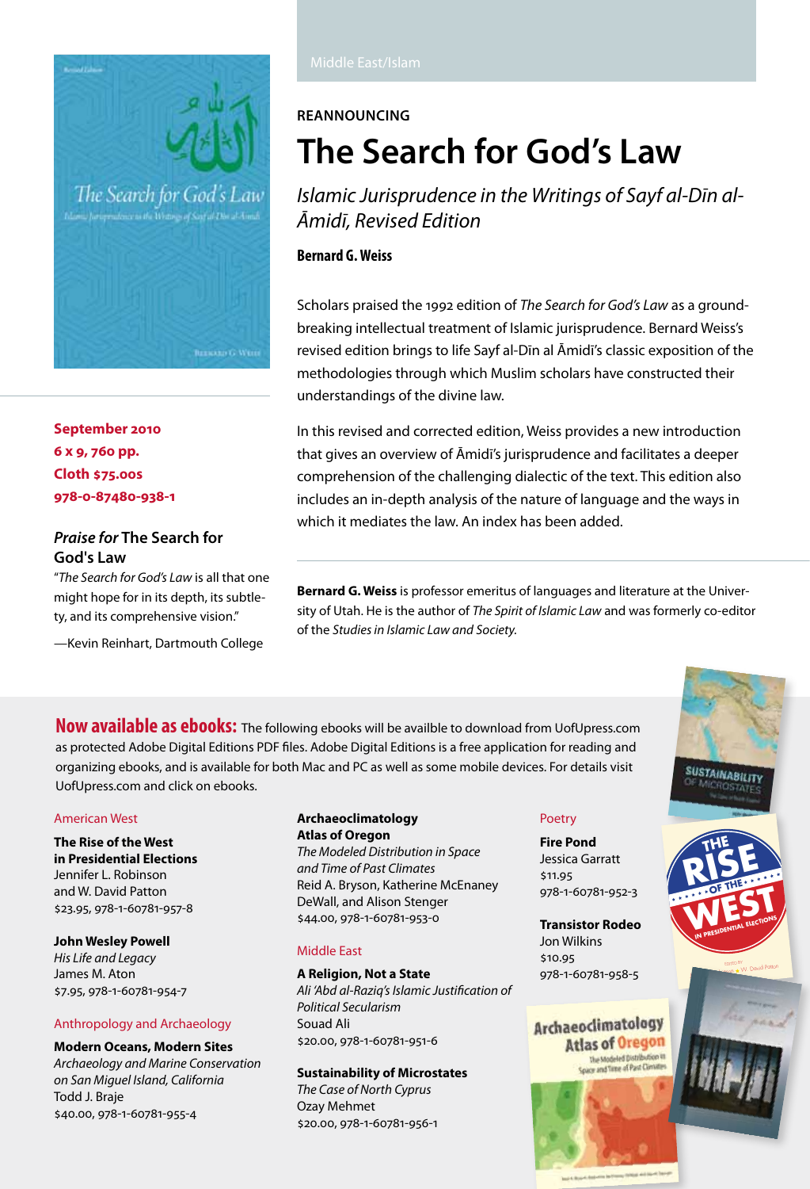Middle East/Islam

REANNOUNCING

# The Search for God's Law

*Islamic Jurisprudence in the Writings of Sayf al-Dīn al-Āmidī, Revised Edition*

**Bernard G. Weiss**

Scholars praised the 1992 edition of *The Search for God's Law* as a ground-breaking intellectual treatment of Islamic jurisprudence. Bernard Weiss's revised edition brings to life Sayf al-Dīn al Āmidī's classic exposition of the methodologies through which Muslim scholars have constructed their understandings of the divine law.

In this revised and corrected edition, Weiss provides a new introduction that gives an overview of Āmidī's jurisprudence and facilitates a deeper comprehension of the challenging dialectic of the text. This edition also includes an in-depth analysis of the nature of language and the ways in which it mediates the law. An index has been added.

**Bernard G. Weiss** is professor emeritus of languages and literature at the University of Utah. He is the author of *The Spirit of Islamic Law* and was formerly co-editor of the *Studies in Islamic Law and Society.*

**September 2010**
**6 x 9, 760 pp.**
**Cloth $75.00s**
**978-0-87480-938-1**

### *Praise for* The Search for God's Law

"*The Search for God's Law* is all that one might hope for in its depth, its subtlety, and its comprehensive vision."

—Kevin Reinhart, Dartmouth College

## Now available as ebooks:

The following ebooks will be availble to download from UofUpress.com as protected Adobe Digital Editions PDF files. Adobe Digital Editions is a free application for reading and organizing ebooks, and is available for both Mac and PC as well as some mobile devices. For details visit UofUpress.com and click on ebooks.

American West

**The Rise of the West in Presidential Elections**
Jennifer L. Robinson and W. David Patton
$23.95, 978-1-60781-957-8

**John Wesley Powell**
*His Life and Legacy*
James M. Aton
$7.95, 978-1-60781-954-7

Anthropology and Archaeology

**Modern Oceans, Modern Sites**
*Archaeology and Marine Conservation on San Miguel Island, California*
Todd J. Braje
$40.00, 978-1-60781-955-4

**Archaeoclimatology Atlas of Oregon**
*The Modeled Distribution in Space and Time of Past Climates*
Reid A. Bryson, Katherine McEnaney DeWall, and Alison Stenger
$44.00, 978-1-60781-953-0

Middle East

**A Religion, Not a State**
*Ali 'Abd al-Raziq's Islamic Justification of Political Secularism*
Souad Ali
$20.00, 978-1-60781-951-6

**Sustainability of Microstates**
*The Case of North Cyprus*
Ozay Mehmet
$20.00, 978-1-60781-956-1

Poetry

**Fire Pond**
Jessica Garratt
$11.95
978-1-60781-952-3

**Transistor Rodeo**
Jon Wilkins
$10.95
978-1-60781-958-5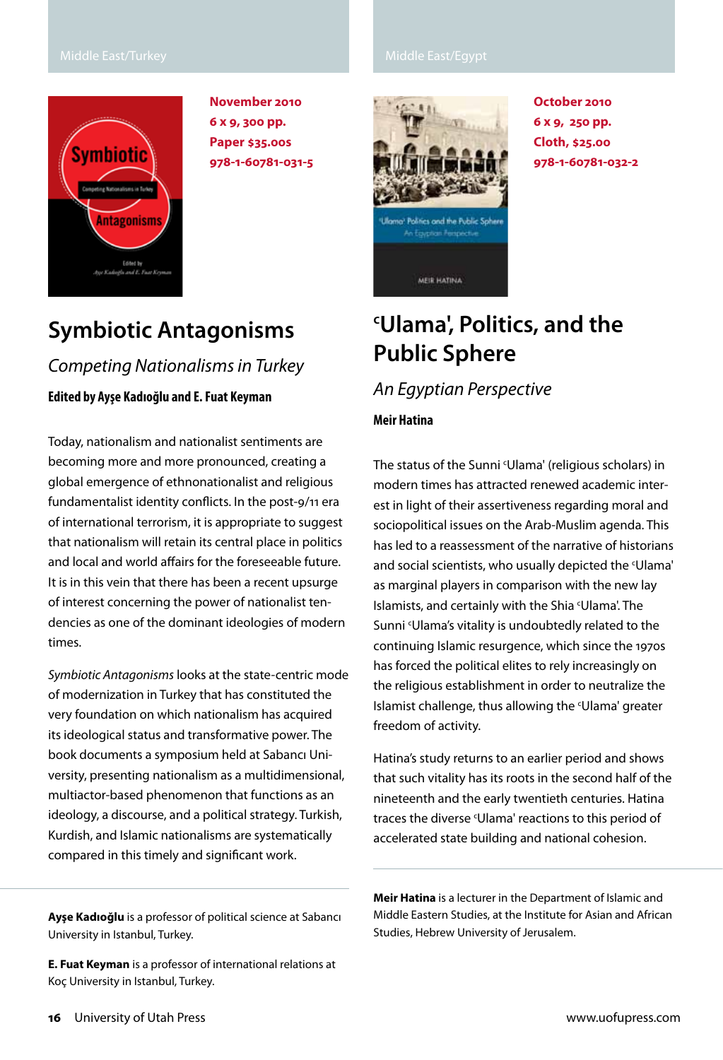Middle East/Turkey

November 2010
6 x 9, 300 pp.
Paper $35.00s
978-1-60781-031-5

# Symbiotic Antagonisms

*Competing Nationalisms in Turkey*

**Edited by Ayşe Kadıoğlu and E. Fuat Keyman**

Today, nationalism and nationalist sentiments are becoming more and more pronounced, creating a global emergence of ethnonationalist and religious fundamentalist identity conflicts. In the post-9/11 era of international terrorism, it is appropriate to suggest that nationalism will retain its central place in politics and local and world affairs for the foreseeable future. It is in this vein that there has been a recent upsurge of interest concerning the power of nationalist tendencies as one of the dominant ideologies of modern times.

*Symbiotic Antagonisms* looks at the state-centric mode of modernization in Turkey that has constituted the very foundation on which nationalism has acquired its ideological status and transformative power. The book documents a symposium held at Sabancı University, presenting nationalism as a multidimensional, multiactor-based phenomenon that functions as an ideology, a discourse, and a political strategy. Turkish, Kurdish, and Islamic nationalisms are systematically compared in this timely and significant work.

**Ayşe Kadıoğlu** is a professor of political science at Sabancı University in Istanbul, Turkey.

**E. Fuat Keyman** is a professor of international relations at Koç University in Istanbul, Turkey.

Middle East/Egypt

October 2010
6 x 9, 250 pp.
Cloth, $25.00
978-1-60781-032-2

# ʿUlama', Politics, and the Public Sphere

*An Egyptian Perspective*

**Meir Hatina**

The status of the Sunni ʿUlama' (religious scholars) in modern times has attracted renewed academic interest in light of their assertiveness regarding moral and sociopolitical issues on the Arab-Muslim agenda. This has led to a reassessment of the narrative of historians and social scientists, who usually depicted the ʿUlama' as marginal players in comparison with the new lay Islamists, and certainly with the Shia ʿUlama'. The Sunni ʿUlama's vitality is undoubtedly related to the continuing Islamic resurgence, which since the 1970s has forced the political elites to rely increasingly on the religious establishment in order to neutralize the Islamist challenge, thus allowing the ʿUlama' greater freedom of activity.

Hatina's study returns to an earlier period and shows that such vitality has its roots in the second half of the nineteenth and the early twentieth centuries. Hatina traces the diverse ʿUlama' reactions to this period of accelerated state building and national cohesion.

**Meir Hatina** is a lecturer in the Department of Islamic and Middle Eastern Studies, at the Institute for Asian and African Studies, Hebrew University of Jerusalem.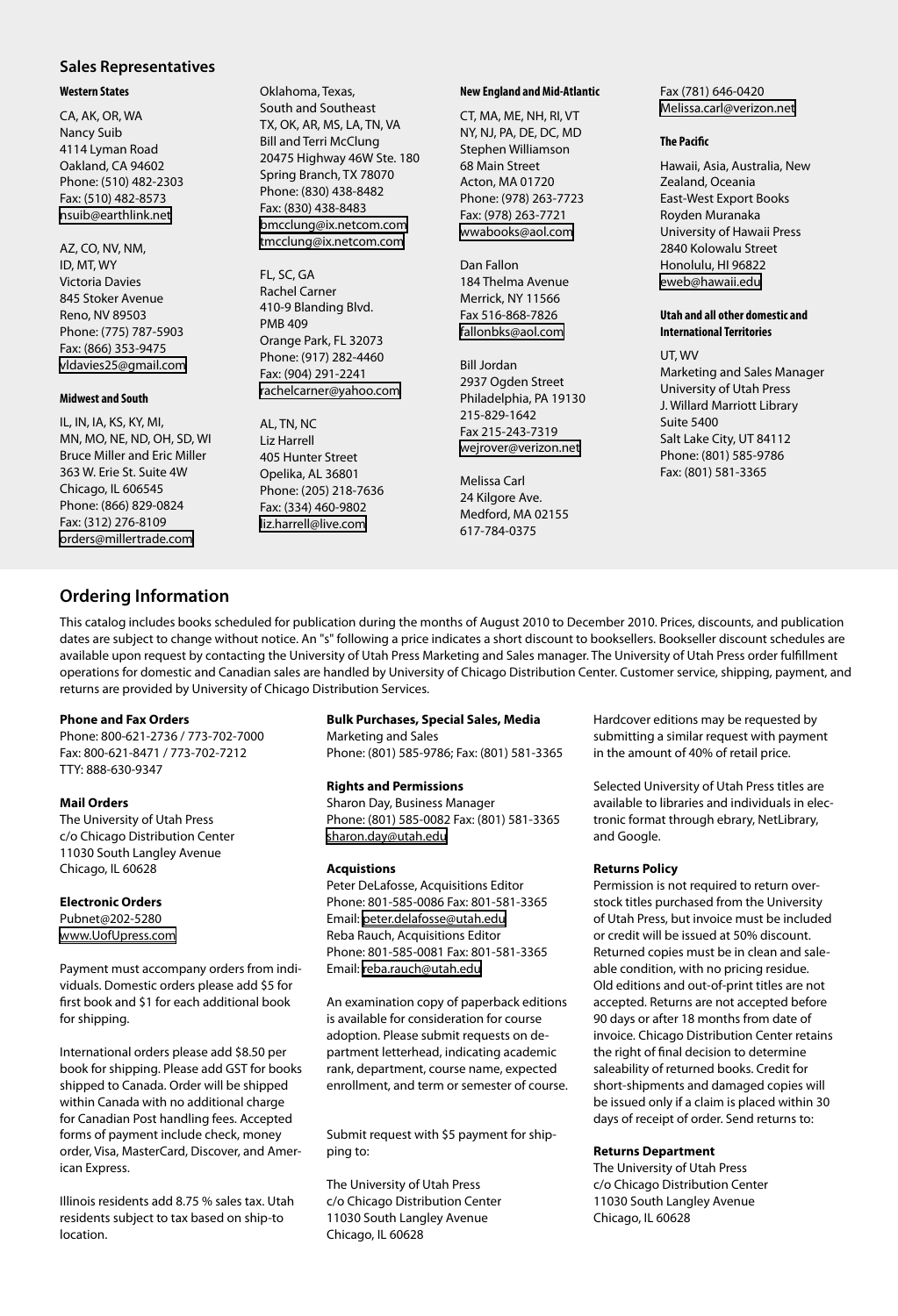## Sales Representatives

#### Western States

CA, AK, OR, WA
Nancy Suib
4114 Lyman Road
Oakland, CA 94602
Phone: (510) 482-2303
Fax: (510) 482-8573
nsuib@earthlink.net

AZ, CO, NV, NM,
ID, MT, WY
Victoria Davies
845 Stoker Avenue
Reno, NV 89503
Phone: (775) 787-5903
Fax: (866) 353-9475
vldavies25@gmail.com

#### Midwest and South

IL, IN, IA, KS, KY, MI,
MN, MO, NE, ND, OH, SD, WI
Bruce Miller and Eric Miller
363 W. Erie St. Suite 4W
Chicago, IL 606545
Phone: (866) 829-0824
Fax: (312) 276-8109
orders@millertrade.com

Oklahoma, Texas,
South and Southeast
TX, OK, AR, MS, LA, TN, VA
Bill and Terri McClung
20475 Highway 46W Ste. 180
Spring Branch, TX 78070
Phone: (830) 438-8482
Fax: (830) 438-8483
bmcclung@ix.netcom.com
tmcclung@ix.netcom.com

FL, SC, GA
Rachel Carner
410-9 Blanding Blvd.
PMB 409
Orange Park, FL 32073
Phone: (917) 282-4460
Fax: (904) 291-2241
rachelcarner@yahoo.com

AL, TN, NC
Liz Harrell
405 Hunter Street
Opelika, AL 36801
Phone: (205) 218-7636
Fax: (334) 460-9802
liz.harrell@live.com

#### New England and Mid-Atlantic

CT, MA, ME, NH, RI, VT
NY, NJ, PA, DE, DC, MD
Stephen Williamson
68 Main Street
Acton, MA 01720
Phone: (978) 263-7723
Fax: (978) 263-7721
wwabooks@aol.com

Dan Fallon
184 Thelma Avenue
Merrick, NY 11566
Fax 516-868-7826
fallonbks@aol.com

Bill Jordan
2937 Ogden Street
Philadelphia, PA 19130
215-829-1642
Fax 215-243-7319
wejrover@verizon.net

Melissa Carl
24 Kilgore Ave.
Medford, MA 02155
617-784-0375
Fax (781) 646-0420
Melissa.carl@verizon.net

#### The Pacific

Hawaii, Asia, Australia, New Zealand, Oceania
East-West Export Books
Royden Muranaka
University of Hawaii Press
2840 Kolowalu Street
Honolulu, HI 96822
eweb@hawaii.edu

#### Utah and all other domestic and International Territories

UT, WV
Marketing and Sales Manager
University of Utah Press
J. Willard Marriott Library
Suite 5400
Salt Lake City, UT 84112
Phone: (801) 585-9786
Fax: (801) 581-3365

## Ordering Information

This catalog includes books scheduled for publication during the months of August 2010 to December 2010. Prices, discounts, and publication dates are subject to change without notice. An "s" following a price indicates a short discount to booksellers. Bookseller discount schedules are available upon request by contacting the University of Utah Press Marketing and Sales manager. The University of Utah Press order fulfillment operations for domestic and Canadian sales are handled by University of Chicago Distribution Center. Customer service, shipping, payment, and returns are provided by University of Chicago Distribution Services.

**Phone and Fax Orders**
Phone: 800-621-2736 / 773-702-7000
Fax: 800-621-8471 / 773-702-7212
TTY: 888-630-9347

**Mail Orders**
The University of Utah Press
c/o Chicago Distribution Center
11030 South Langley Avenue
Chicago, IL 60628

**Electronic Orders**
Pubnet@202-5280
www.UofUpress.com

Payment must accompany orders from individuals. Domestic orders please add $5 for first book and $1 for each additional book for shipping.

International orders please add $8.50 per book for shipping. Please add GST for books shipped to Canada. Order will be shipped within Canada with no additional charge for Canadian Post handling fees. Accepted forms of payment include check, money order, Visa, MasterCard, Discover, and American Express.

Illinois residents add 8.75 % sales tax. Utah residents subject to tax based on ship-to location.

**Bulk Purchases, Special Sales, Media**
Marketing and Sales
Phone: (801) 585-9786; Fax: (801) 581-3365

**Rights and Permissions**
Sharon Day, Business Manager
Phone: (801) 585-0082 Fax: (801) 581-3365
sharon.day@utah.edu

**Acquistions**
Peter DeLafosse, Acquisitions Editor
Phone: 801-585-0086 Fax: 801-581-3365
Email: peter.delafosse@utah.edu
Reba Rauch, Acquisitions Editor
Phone: 801-585-0081 Fax: 801-581-3365
Email: reba.rauch@utah.edu

An examination copy of paperback editions is available for consideration for course adoption. Please submit requests on department letterhead, indicating academic rank, department, course name, expected enrollment, and term or semester of course.

Submit request with $5 payment for shipping to:

The University of Utah Press
c/o Chicago Distribution Center
11030 South Langley Avenue
Chicago, IL 60628

Hardcover editions may be requested by submitting a similar request with payment in the amount of 40% of retail price.

Selected University of Utah Press titles are available to libraries and individuals in electronic format through ebrary, NetLibrary, and Google.

**Returns Policy**
Permission is not required to return overstock titles purchased from the University of Utah Press, but invoice must be included or credit will be issued at 50% discount. Returned copies must be in clean and saleable condition, with no pricing residue. Old editions and out-of-print titles are not accepted. Returns are not accepted before 90 days or after 18 months from date of invoice. Chicago Distribution Center retains the right of final decision to determine saleability of returned books. Credit for short-shipments and damaged copies will be issued only if a claim is placed within 30 days of receipt of order. Send returns to:

**Returns Department**
The University of Utah Press
c/o Chicago Distribution Center
11030 South Langley Avenue
Chicago, IL 60628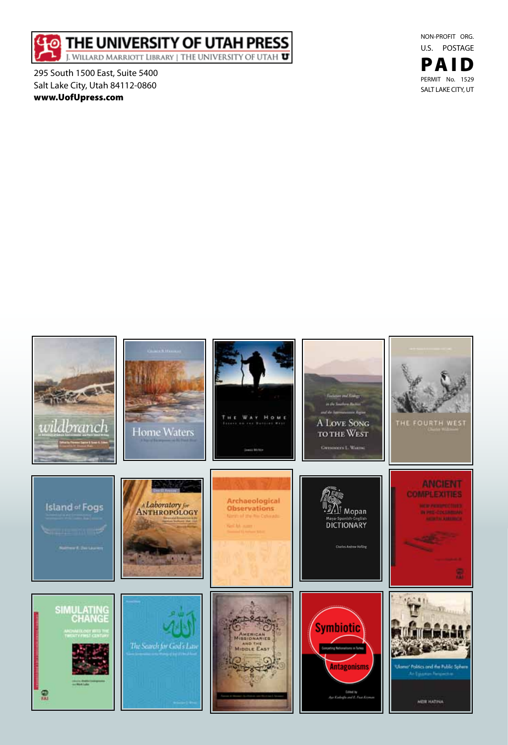# THE UNIVERSITY OF UTAH PRESS

J. WILLARD MARRIOTT LIBRARY | THE UNIVERSITY OF UTAH

295 South 1500 East, Suite 5400
Salt Lake City, Utah 84112-0860
**www.UofUpress.com**

NON-PROFIT ORG.
U.S. POSTAGE
**PAID**
PERMIT No. 1529
SALT LAKE CITY, UT